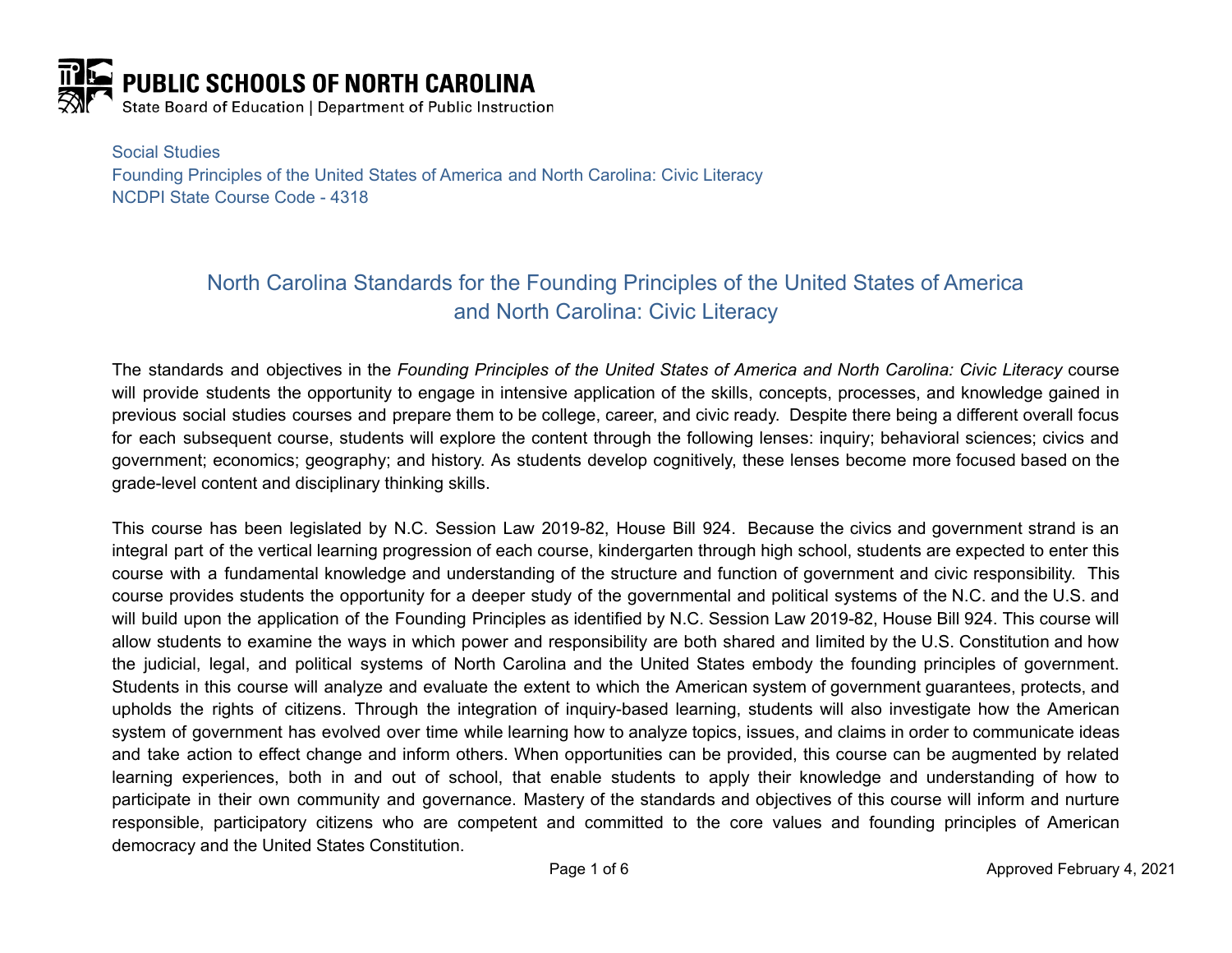**PUBLIC SCHOOLS OF NORTH CAROLINA**
State Board of Education | Department of Public Instruction

Social Studies
Founding Principles of the United States of America and North Carolina: Civic Literacy
NCDPI State Course Code - 4318

# North Carolina Standards for the Founding Principles of the United States of America and North Carolina: Civic Literacy

The standards and objectives in the *Founding Principles of the United States of America and North Carolina: Civic Literacy* course will provide students the opportunity to engage in intensive application of the skills, concepts, processes, and knowledge gained in previous social studies courses and prepare them to be college, career, and civic ready. Despite there being a different overall focus for each subsequent course, students will explore the content through the following lenses: inquiry; behavioral sciences; civics and government; economics; geography; and history. As students develop cognitively, these lenses become more focused based on the grade-level content and disciplinary thinking skills.

This course has been legislated by N.C. Session Law 2019-82, House Bill 924. Because the civics and government strand is an integral part of the vertical learning progression of each course, kindergarten through high school, students are expected to enter this course with a fundamental knowledge and understanding of the structure and function of government and civic responsibility. This course provides students the opportunity for a deeper study of the governmental and political systems of the N.C. and the U.S. and will build upon the application of the Founding Principles as identified by N.C. Session Law 2019-82, House Bill 924. This course will allow students to examine the ways in which power and responsibility are both shared and limited by the U.S. Constitution and how the judicial, legal, and political systems of North Carolina and the United States embody the founding principles of government. Students in this course will analyze and evaluate the extent to which the American system of government guarantees, protects, and upholds the rights of citizens. Through the integration of inquiry-based learning, students will also investigate how the American system of government has evolved over time while learning how to analyze topics, issues, and claims in order to communicate ideas and take action to effect change and inform others. When opportunities can be provided, this course can be augmented by related learning experiences, both in and out of school, that enable students to apply their knowledge and understanding of how to participate in their own community and governance. Mastery of the standards and objectives of this course will inform and nurture responsible, participatory citizens who are competent and committed to the core values and founding principles of American democracy and the United States Constitution.

Approved February 4, 2021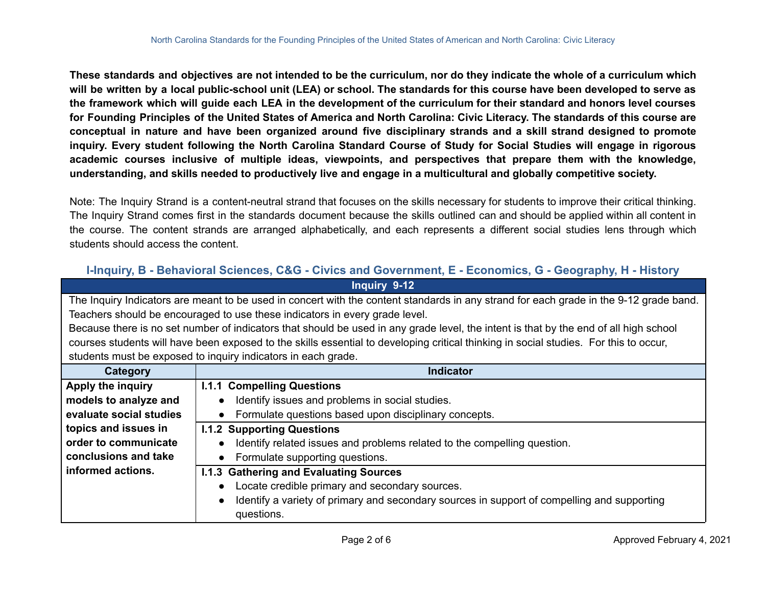**These standards and objectives are not intended to be the curriculum, nor do they indicate the whole of a curriculum which will be written by a local public-school unit (LEA) or school. The standards for this course have been developed to serve as the framework which will guide each LEA in the development of the curriculum for their standard and honors level courses for Founding Principles of the United States of America and North Carolina: Civic Literacy. The standards of this course are conceptual in nature and have been organized around five disciplinary strands and a skill strand designed to promote inquiry. Every student following the North Carolina Standard Course of Study for Social Studies will engage in rigorous academic courses inclusive of multiple ideas, viewpoints, and perspectives that prepare them with the knowledge, understanding, and skills needed to productively live and engage in a multicultural and globally competitive society.**

Note: The Inquiry Strand is a content-neutral strand that focuses on the skills necessary for students to improve their critical thinking. The Inquiry Strand comes first in the standards document because the skills outlined can and should be applied within all content in the course. The content strands are arranged alphabetically, and each represents a different social studies lens through which students should access the content.

### I-Inquiry, B - Behavioral Sciences, C&G - Civics and Government, E - Economics, G - Geography, H - History

**Inquiry 9-12**

The Inquiry Indicators are meant to be used in concert with the content standards in any strand for each grade in the 9-12 grade band. Teachers should be encouraged to use these indicators in every grade level.
Because there is no set number of indicators that should be used in any grade level, the intent is that by the end of all high school courses students will have been exposed to the skills essential to developing critical thinking in social studies. For this to occur, students must be exposed to inquiry indicators in each grade.

| Category | Indicator |
|---|---|
| **Apply the inquiry models to analyze and evaluate social studies topics and issues in order to communicate conclusions and take informed actions.** | **I.1.1 Compelling Questions**<br>• Identify issues and problems in social studies.<br>• Formulate questions based upon disciplinary concepts. |
| | **I.1.2 Supporting Questions**<br>• Identify related issues and problems related to the compelling question.<br>• Formulate supporting questions. |
| | **I.1.3 Gathering and Evaluating Sources**<br>• Locate credible primary and secondary sources.<br>• Identify a variety of primary and secondary sources in support of compelling and supporting questions. |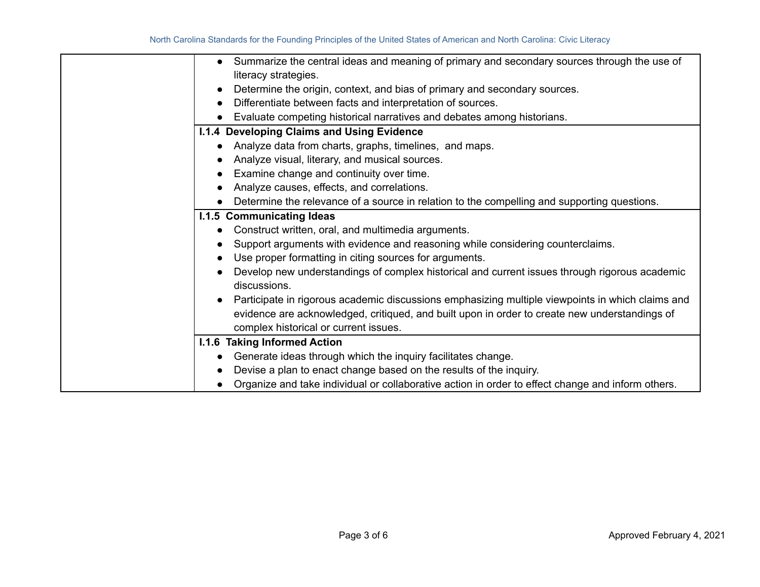| | |
|---|---|
| | • Summarize the central ideas and meaning of primary and secondary sources through the use of literacy strategies.<br>• Determine the origin, context, and bias of primary and secondary sources.<br>• Differentiate between facts and interpretation of sources.<br>• Evaluate competing historical narratives and debates among historians. |
| | **I.1.4 Developing Claims and Using Evidence**<br>• Analyze data from charts, graphs, timelines, and maps.<br>• Analyze visual, literary, and musical sources.<br>• Examine change and continuity over time.<br>• Analyze causes, effects, and correlations.<br>• Determine the relevance of a source in relation to the compelling and supporting questions. |
| | **I.1.5 Communicating Ideas**<br>• Construct written, oral, and multimedia arguments.<br>• Support arguments with evidence and reasoning while considering counterclaims.<br>• Use proper formatting in citing sources for arguments.<br>• Develop new understandings of complex historical and current issues through rigorous academic discussions.<br>• Participate in rigorous academic discussions emphasizing multiple viewpoints in which claims and evidence are acknowledged, critiqued, and built upon in order to create new understandings of complex historical or current issues. |
| | **I.1.6 Taking Informed Action**<br>• Generate ideas through which the inquiry facilitates change.<br>• Devise a plan to enact change based on the results of the inquiry.<br>• Organize and take individual or collaborative action in order to effect change and inform others. |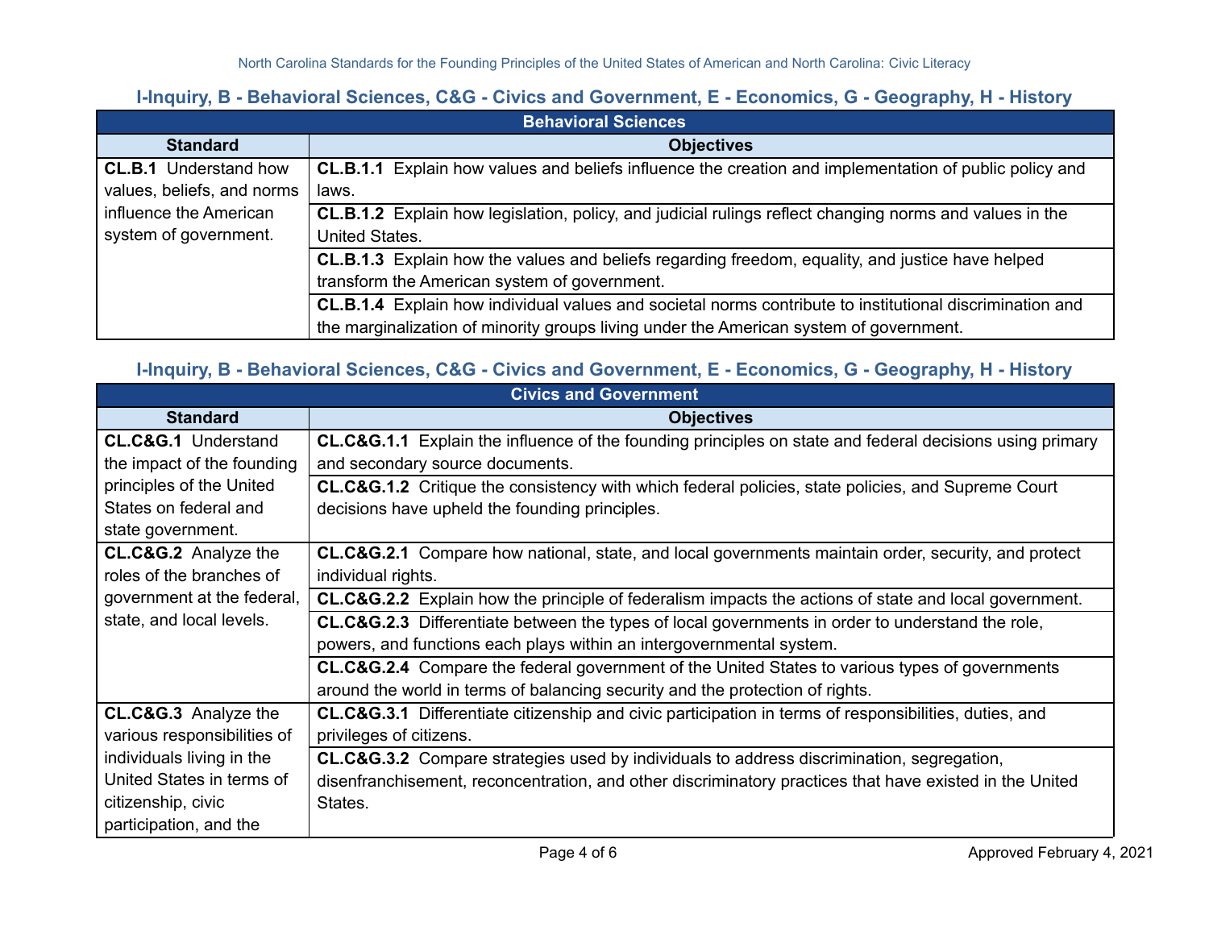**I-Inquiry, B - Behavioral Sciences, C&G - Civics and Government, E - Economics, G - Geography, H - History**

| Behavioral Sciences | |
|---|---|
| **Standard** | **Objectives** |
| **CL.B.1** Understand how values, beliefs, and norms influence the American system of government. | **CL.B.1.1** Explain how values and beliefs influence the creation and implementation of public policy and laws. |
| | **CL.B.1.2** Explain how legislation, policy, and judicial rulings reflect changing norms and values in the United States. |
| | **CL.B.1.3** Explain how the values and beliefs regarding freedom, equality, and justice have helped transform the American system of government. |
| | **CL.B.1.4** Explain how individual values and societal norms contribute to institutional discrimination and the marginalization of minority groups living under the American system of government. |

**I-Inquiry, B - Behavioral Sciences, C&G - Civics and Government, E - Economics, G - Geography, H - History**

| Civics and Government | |
|---|---|
| **Standard** | **Objectives** |
| **CL.C&G.1** Understand the impact of the founding principles of the United States on federal and state government. | **CL.C&G.1.1** Explain the influence of the founding principles on state and federal decisions using primary and secondary source documents. |
| | **CL.C&G.1.2** Critique the consistency with which federal policies, state policies, and Supreme Court decisions have upheld the founding principles. |
| **CL.C&G.2** Analyze the roles of the branches of government at the federal, state, and local levels. | **CL.C&G.2.1** Compare how national, state, and local governments maintain order, security, and protect individual rights. |
| | **CL.C&G.2.2** Explain how the principle of federalism impacts the actions of state and local government. |
| | **CL.C&G.2.3** Differentiate between the types of local governments in order to understand the role, powers, and functions each plays within an intergovernmental system. |
| | **CL.C&G.2.4** Compare the federal government of the United States to various types of governments around the world in terms of balancing security and the protection of rights. |
| **CL.C&G.3** Analyze the various responsibilities of individuals living in the United States in terms of citizenship, civic participation, and the | **CL.C&G.3.1** Differentiate citizenship and civic participation in terms of responsibilities, duties, and privileges of citizens. |
| | **CL.C&G.3.2** Compare strategies used by individuals to address discrimination, segregation, disenfranchisement, reconcentration, and other discriminatory practices that have existed in the United States. |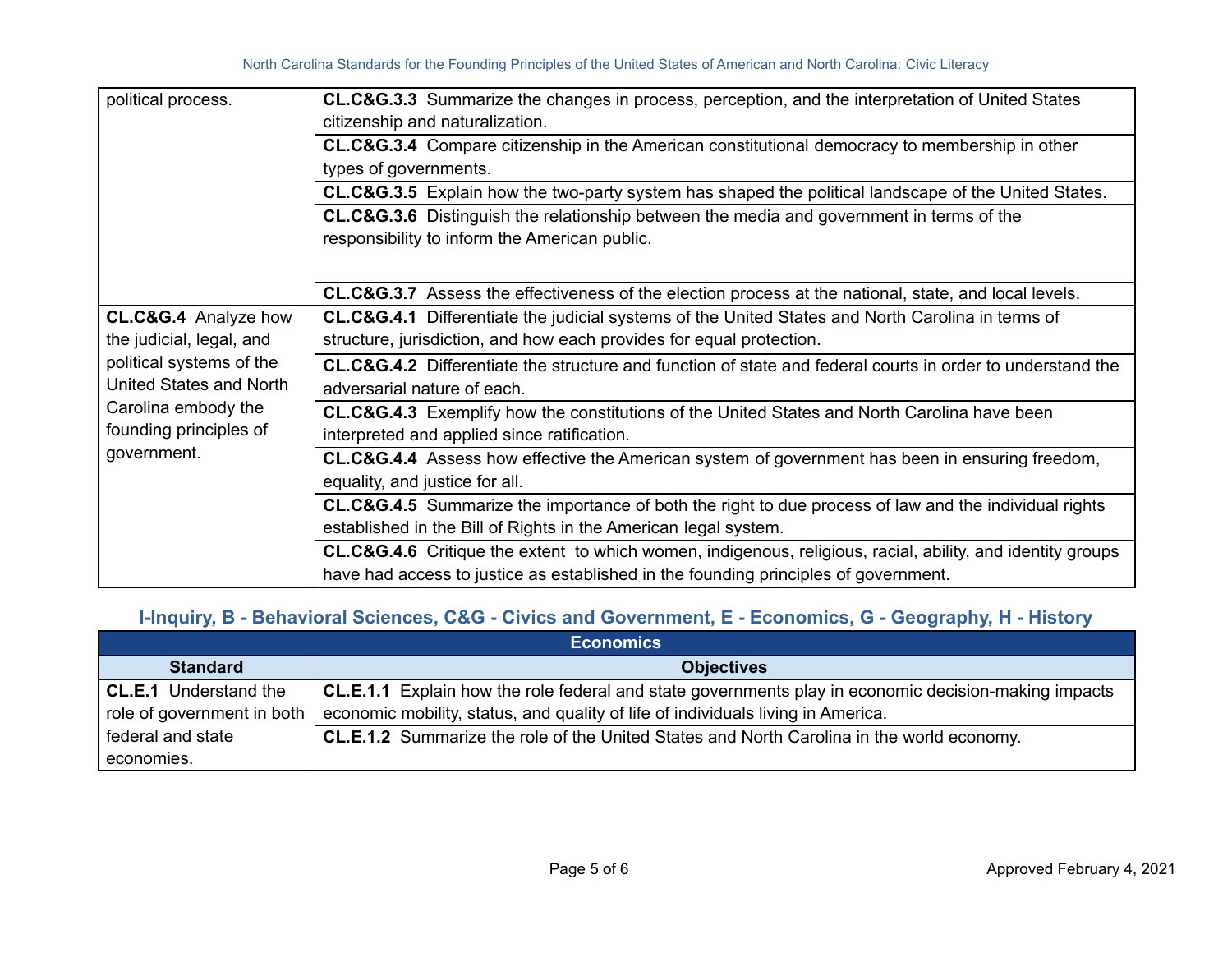| | |
|---|---|
| political process. | **CL.C&G.3.3** Summarize the changes in process, perception, and the interpretation of United States citizenship and naturalization. |
| | **CL.C&G.3.4** Compare citizenship in the American constitutional democracy to membership in other types of governments. |
| | **CL.C&G.3.5** Explain how the two-party system has shaped the political landscape of the United States. |
| | **CL.C&G.3.6** Distinguish the relationship between the media and government in terms of the responsibility to inform the American public. |
| | **CL.C&G.3.7** Assess the effectiveness of the election process at the national, state, and local levels. |
| **CL.C&G.4** Analyze how the judicial, legal, and political systems of the United States and North Carolina embody the founding principles of government. | **CL.C&G.4.1** Differentiate the judicial systems of the United States and North Carolina in terms of structure, jurisdiction, and how each provides for equal protection. |
| | **CL.C&G.4.2** Differentiate the structure and function of state and federal courts in order to understand the adversarial nature of each. |
| | **CL.C&G.4.3** Exemplify how the constitutions of the United States and North Carolina have been interpreted and applied since ratification. |
| | **CL.C&G.4.4** Assess how effective the American system of government has been in ensuring freedom, equality, and justice for all. |
| | **CL.C&G.4.5** Summarize the importance of both the right to due process of law and the individual rights established in the Bill of Rights in the American legal system. |
| | **CL.C&G.4.6** Critique the extent to which women, indigenous, religious, racial, ability, and identity groups have had access to justice as established in the founding principles of government. |

### I-Inquiry, B - Behavioral Sciences, C&G - Civics and Government, E - Economics, G - Geography, H - History

| **Economics** | |
|---|---|
| **Standard** | **Objectives** |
| **CL.E.1** Understand the role of government in both federal and state economies. | **CL.E.1.1** Explain how the role federal and state governments play in economic decision-making impacts economic mobility, status, and quality of life of individuals living in America. |
| | **CL.E.1.2** Summarize the role of the United States and North Carolina in the world economy. |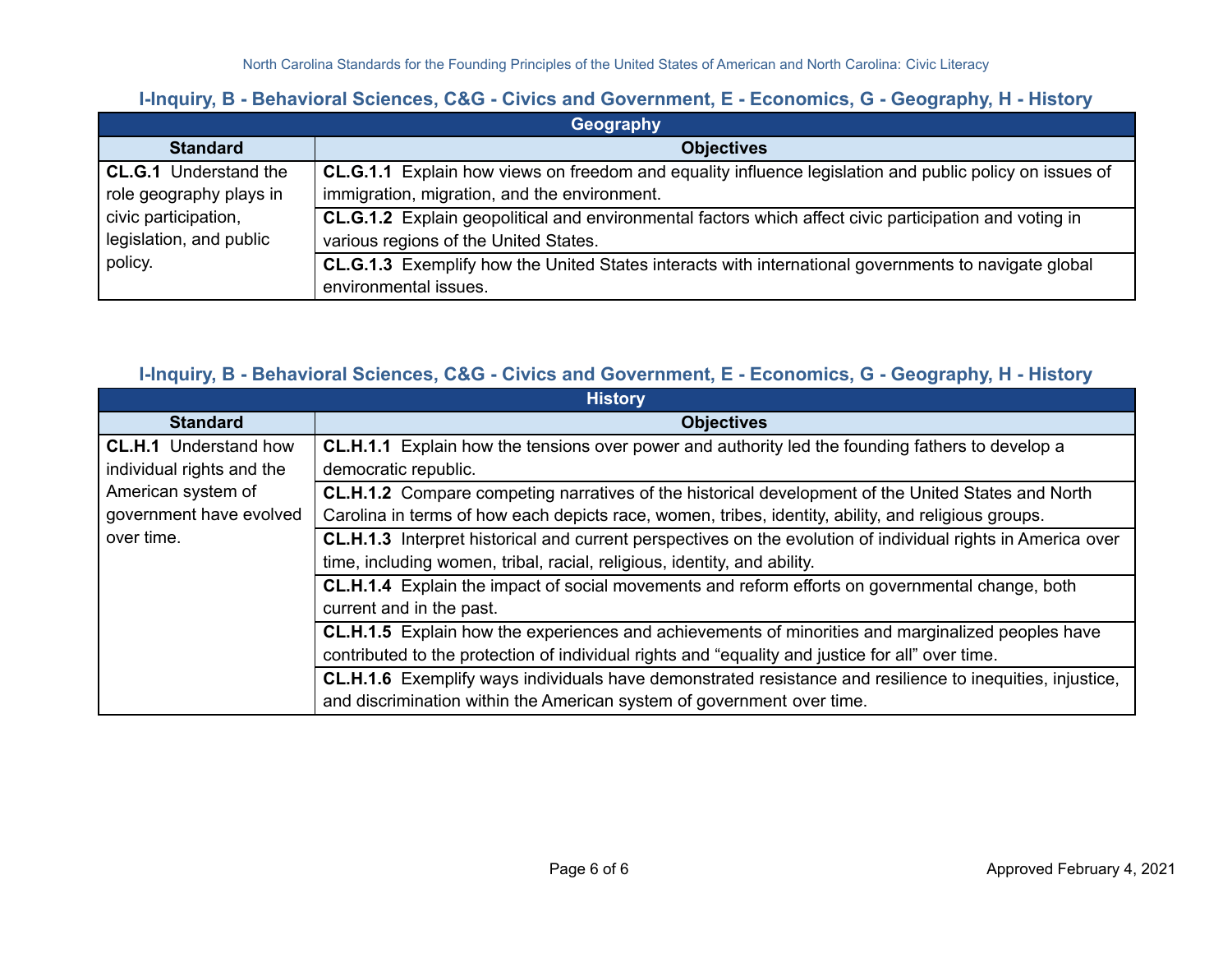### I-Inquiry, B - Behavioral Sciences, C&G - Civics and Government, E - Economics, G - Geography, H - History

| Geography | |
|---|---|
| **Standard** | **Objectives** |
| **CL.G.1** Understand the role geography plays in civic participation, legislation, and public policy. | **CL.G.1.1** Explain how views on freedom and equality influence legislation and public policy on issues of immigration, migration, and the environment. |
| | **CL.G.1.2** Explain geopolitical and environmental factors which affect civic participation and voting in various regions of the United States. |
| | **CL.G.1.3** Exemplify how the United States interacts with international governments to navigate global environmental issues. |

### I-Inquiry, B - Behavioral Sciences, C&G - Civics and Government, E - Economics, G - Geography, H - History

| History | |
|---|---|
| **Standard** | **Objectives** |
| **CL.H.1** Understand how individual rights and the American system of government have evolved over time. | **CL.H.1.1** Explain how the tensions over power and authority led the founding fathers to develop a democratic republic. |
| | **CL.H.1.2** Compare competing narratives of the historical development of the United States and North Carolina in terms of how each depicts race, women, tribes, identity, ability, and religious groups. |
| | **CL.H.1.3** Interpret historical and current perspectives on the evolution of individual rights in America over time, including women, tribal, racial, religious, identity, and ability. |
| | **CL.H.1.4** Explain the impact of social movements and reform efforts on governmental change, both current and in the past. |
| | **CL.H.1.5** Explain how the experiences and achievements of minorities and marginalized peoples have contributed to the protection of individual rights and "equality and justice for all" over time. |
| | **CL.H.1.6** Exemplify ways individuals have demonstrated resistance and resilience to inequities, injustice, and discrimination within the American system of government over time. |

Approved February 4, 2021